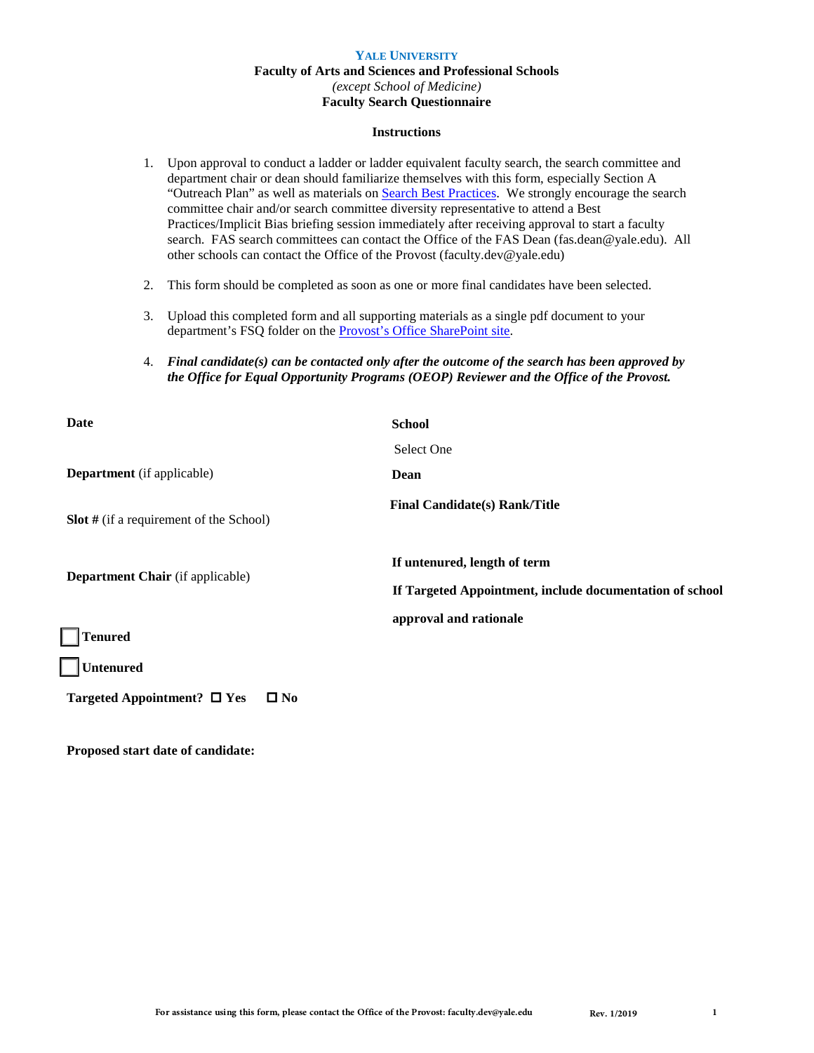**YALE UNIVERSITY**

**Faculty of Arts and Sciences and Professional Schools**

*(except School of Medicine)*

**Faculty Search Questionnaire**

**Instructions**

1. Upon approval to conduct a ladder or ladder equivalent faculty search, the search committee and department chair or dean should familiarize themselves with this form, especially Section A "Outreach Plan" as well as materials on [Search Best Practices](). We strongly encourage the search committee chair and/or search committee diversity representative to attend a Best Practices/Implicit Bias briefing session immediately after receiving approval to start a faculty search. FAS search committees can contact the Office of the FAS Dean (fas.dean@yale.edu). All other schools can contact the Office of the Provost (faculty.dev@yale.edu)

2. This form should be completed as soon as one or more final candidates have been selected.

3. Upload this completed form and all supporting materials as a single pdf document to your department's FSQ folder on the [Provost's Office SharePoint site]().

4. ***Final candidate(s) can be contacted only after the outcome of the search has been approved by the Office for Equal Opportunity Programs (OEOP) Reviewer and the Office of the Provost.***

**Date**

**School**

Select One

**Department** (if applicable)

**Dean**

**Slot #** (if a requirement of the School)

**Final Candidate(s) Rank/Title**

**Department Chair** (if applicable)

**If untenured, length of term**

**If Targeted Appointment, include documentation of school approval and rationale**

☐ **Tenured**

☐ **Untenured**

**Targeted Appointment?** ☐ **Yes** ☐ **No**

**Proposed start date of candidate:**

For assistance using this form, please contact the Office of the Provost: faculty.dev@yale.edu Rev. 1/2019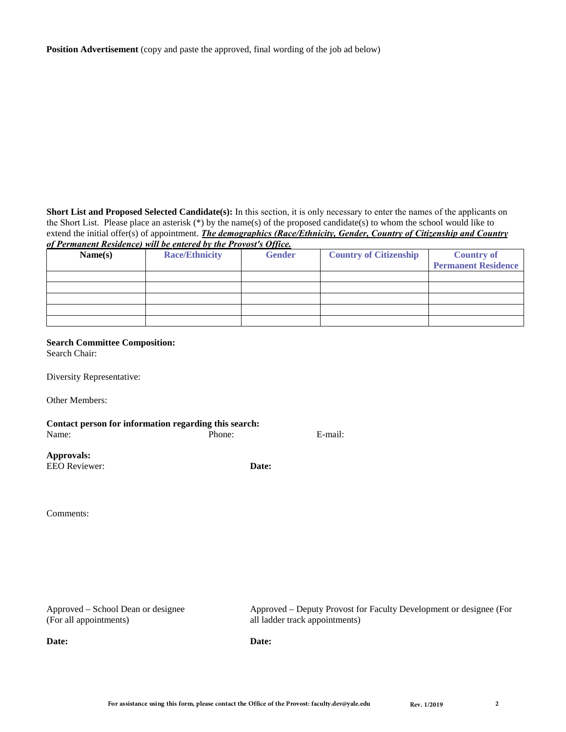**Position Advertisement** (copy and paste the approved, final wording of the job ad below)

**Short List and Proposed Selected Candidate(s):** In this section, it is only necessary to enter the names of the applicants on the Short List. Please place an asterisk (*) by the name(s) of the proposed candidate(s) to whom the school would like to extend the initial offer(s) of appointment. ***The demographics (Race/Ethnicity, Gender, Country of Citizenship and Country of Permanent Residence) will be entered by the Provost's Office.***

| Name(s) | Race/Ethnicity | Gender | Country of Citizenship | Country of Permanent Residence |
|---|---|---|---|---|
| | | | | |
| | | | | |
| | | | | |
| | | | | |
| | | | | |

**Search Committee Composition:**

Search Chair:

Diversity Representative:

Other Members:

**Contact person for information regarding this search:**

Name: Phone: E-mail:

**Approvals:**

EEO Reviewer: **Date:**

Comments:

Approved – School Dean or designee (For all appointments)

**Date:**

Approved – Deputy Provost for Faculty Development or designee (For all ladder track appointments)

**Date:**

For assistance using this form, please contact the Office of the Provost: faculty.dev@yale.edu Rev. 1/2019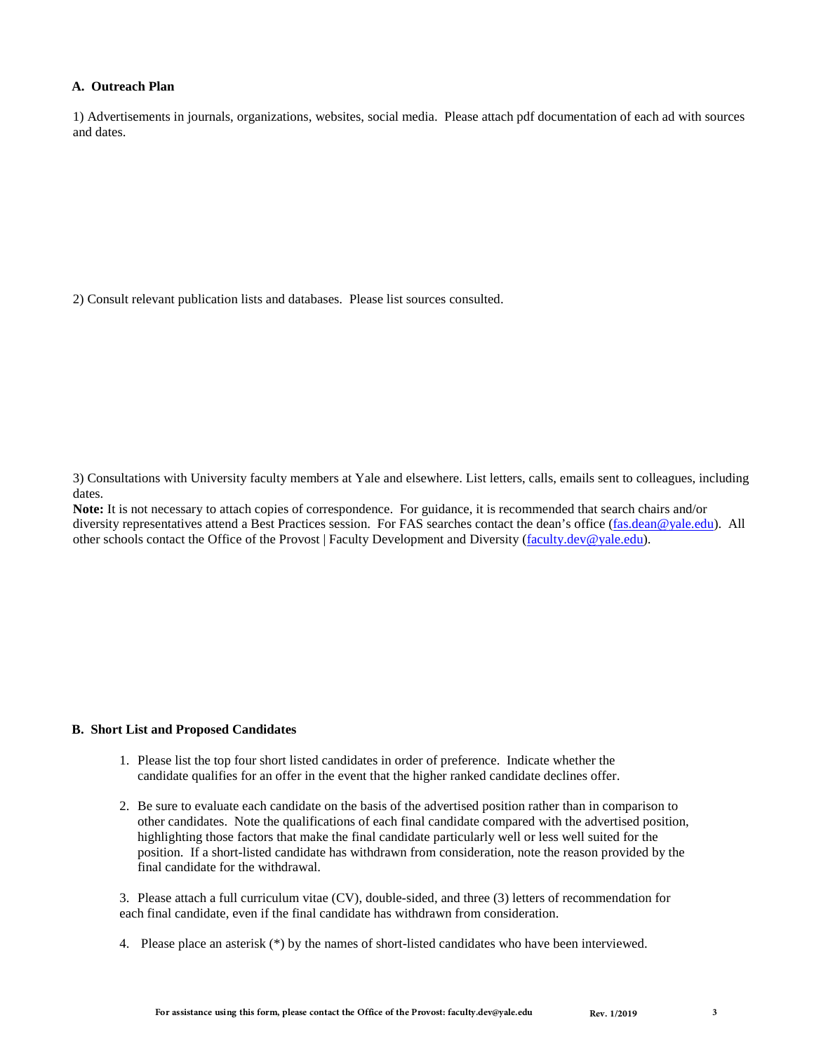### A. Outreach Plan

1) Advertisements in journals, organizations, websites, social media. Please attach pdf documentation of each ad with sources and dates.

2) Consult relevant publication lists and databases. Please list sources consulted.

3) Consultations with University faculty members at Yale and elsewhere. List letters, calls, emails sent to colleagues, including dates.

**Note:** It is not necessary to attach copies of correspondence. For guidance, it is recommended that search chairs and/or diversity representatives attend a Best Practices session. For FAS searches contact the dean's office (fas.dean@yale.edu). All other schools contact the Office of the Provost | Faculty Development and Diversity (faculty.dev@yale.edu).

### B. Short List and Proposed Candidates

1. Please list the top four short listed candidates in order of preference. Indicate whether the candidate qualifies for an offer in the event that the higher ranked candidate declines offer.

2. Be sure to evaluate each candidate on the basis of the advertised position rather than in comparison to other candidates. Note the qualifications of each final candidate compared with the advertised position, highlighting those factors that make the final candidate particularly well or less well suited for the position. If a short-listed candidate has withdrawn from consideration, note the reason provided by the final candidate for the withdrawal.

3. Please attach a full curriculum vitae (CV), double-sided, and three (3) letters of recommendation for each final candidate, even if the final candidate has withdrawn from consideration.

4. Please place an asterisk (*) by the names of short-listed candidates who have been interviewed.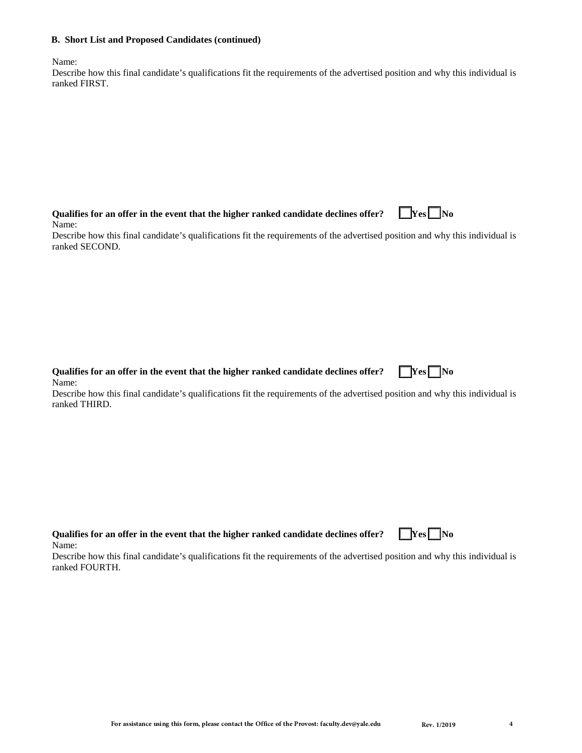**B. Short List and Proposed Candidates (continued)**

Name:

Describe how this final candidate's qualifications fit the requirements of the advertised position and why this individual is ranked FIRST.

**Qualifies for an offer in the event that the higher ranked candidate declines offer?** ☐ **Yes** ☐ **No**

Name:

Describe how this final candidate's qualifications fit the requirements of the advertised position and why this individual is ranked SECOND.

**Qualifies for an offer in the event that the higher ranked candidate declines offer?** ☐ **Yes** ☐ **No**

Name:

Describe how this final candidate's qualifications fit the requirements of the advertised position and why this individual is ranked THIRD.

**Qualifies for an offer in the event that the higher ranked candidate declines offer?** ☐ **Yes** ☐ **No**

Name:

Describe how this final candidate's qualifications fit the requirements of the advertised position and why this individual is ranked FOURTH.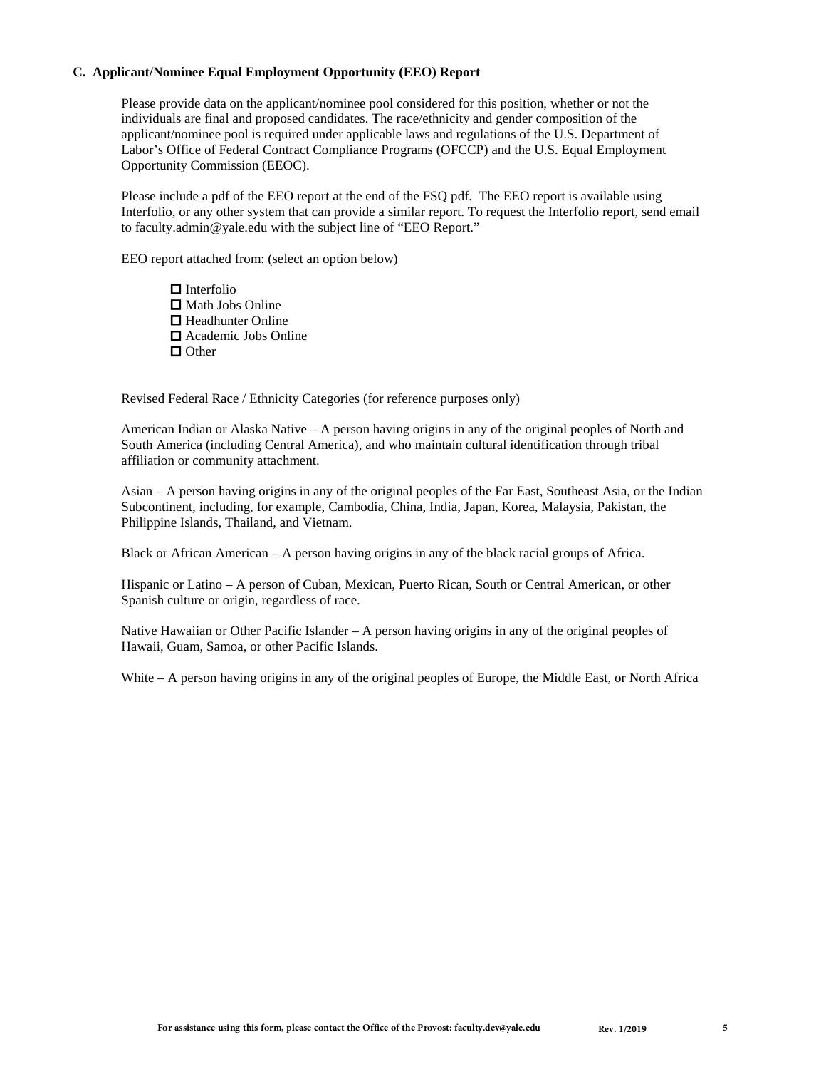### C. Applicant/Nominee Equal Employment Opportunity (EEO) Report

Please provide data on the applicant/nominee pool considered for this position, whether or not the individuals are final and proposed candidates. The race/ethnicity and gender composition of the applicant/nominee pool is required under applicable laws and regulations of the U.S. Department of Labor's Office of Federal Contract Compliance Programs (OFCCP) and the U.S. Equal Employment Opportunity Commission (EEOC).

Please include a pdf of the EEO report at the end of the FSQ pdf. The EEO report is available using Interfolio, or any other system that can provide a similar report. To request the Interfolio report, send email to faculty.admin@yale.edu with the subject line of "EEO Report."

EEO report attached from: (select an option below)

- ☐ Interfolio
- ☐ Math Jobs Online
- ☐ Headhunter Online
- ☐ Academic Jobs Online
- ☐ Other

Revised Federal Race / Ethnicity Categories (for reference purposes only)

American Indian or Alaska Native – A person having origins in any of the original peoples of North and South America (including Central America), and who maintain cultural identification through tribal affiliation or community attachment.

Asian – A person having origins in any of the original peoples of the Far East, Southeast Asia, or the Indian Subcontinent, including, for example, Cambodia, China, India, Japan, Korea, Malaysia, Pakistan, the Philippine Islands, Thailand, and Vietnam.

Black or African American – A person having origins in any of the black racial groups of Africa.

Hispanic or Latino – A person of Cuban, Mexican, Puerto Rican, South or Central American, or other Spanish culture or origin, regardless of race.

Native Hawaiian or Other Pacific Islander – A person having origins in any of the original peoples of Hawaii, Guam, Samoa, or other Pacific Islands.

White – A person having origins in any of the original peoples of Europe, the Middle East, or North Africa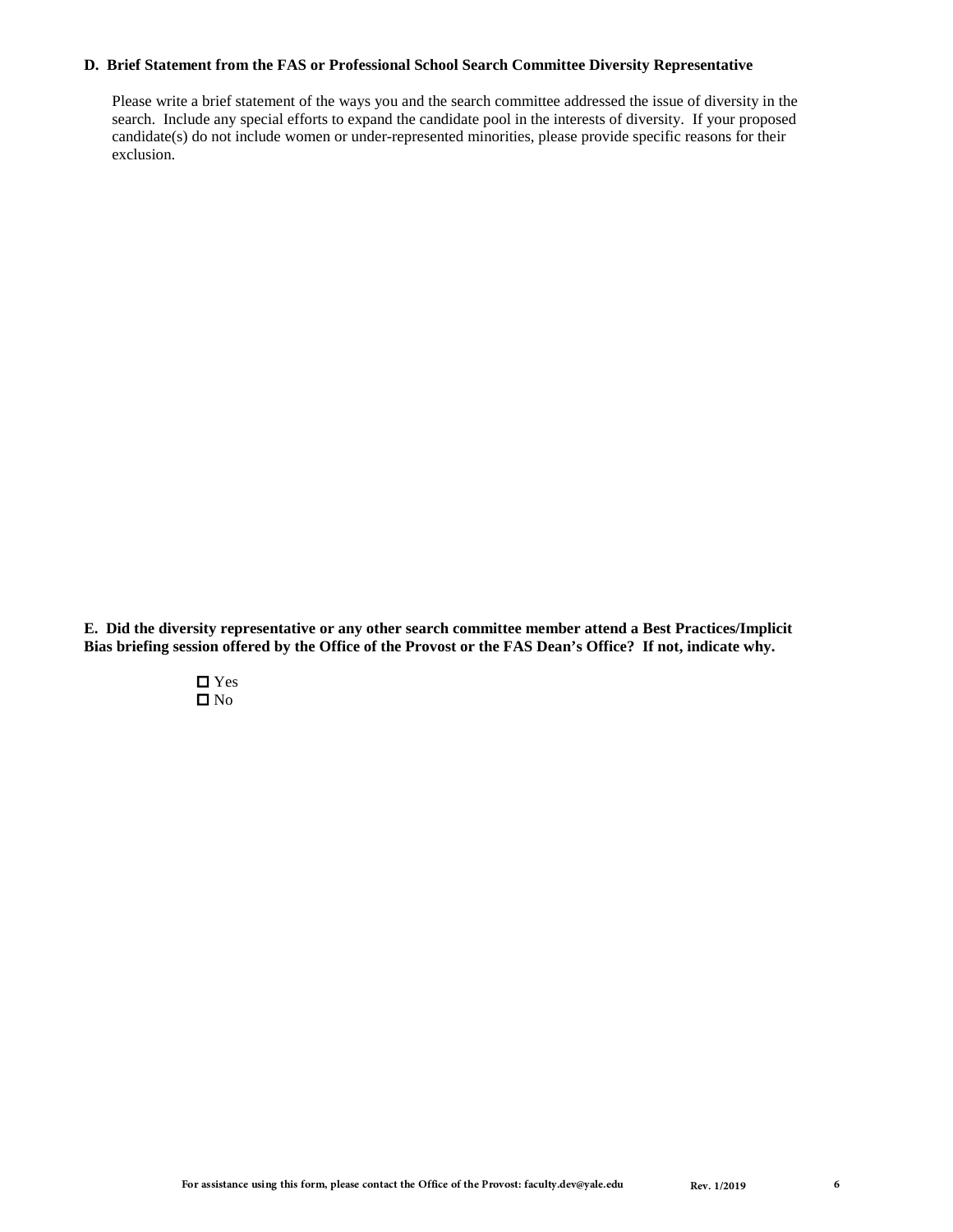**D. Brief Statement from the FAS or Professional School Search Committee Diversity Representative**

Please write a brief statement of the ways you and the search committee addressed the issue of diversity in the search. Include any special efforts to expand the candidate pool in the interests of diversity. If your proposed candidate(s) do not include women or under-represented minorities, please provide specific reasons for their exclusion.

**E. Did the diversity representative or any other search committee member attend a Best Practices/Implicit Bias briefing session offered by the Office of the Provost or the FAS Dean's Office? If not, indicate why.**

- ☐ Yes
- ☐ No

For assistance using this form, please contact the Office of the Provost: faculty.dev@yale.edu Rev. 1/2019